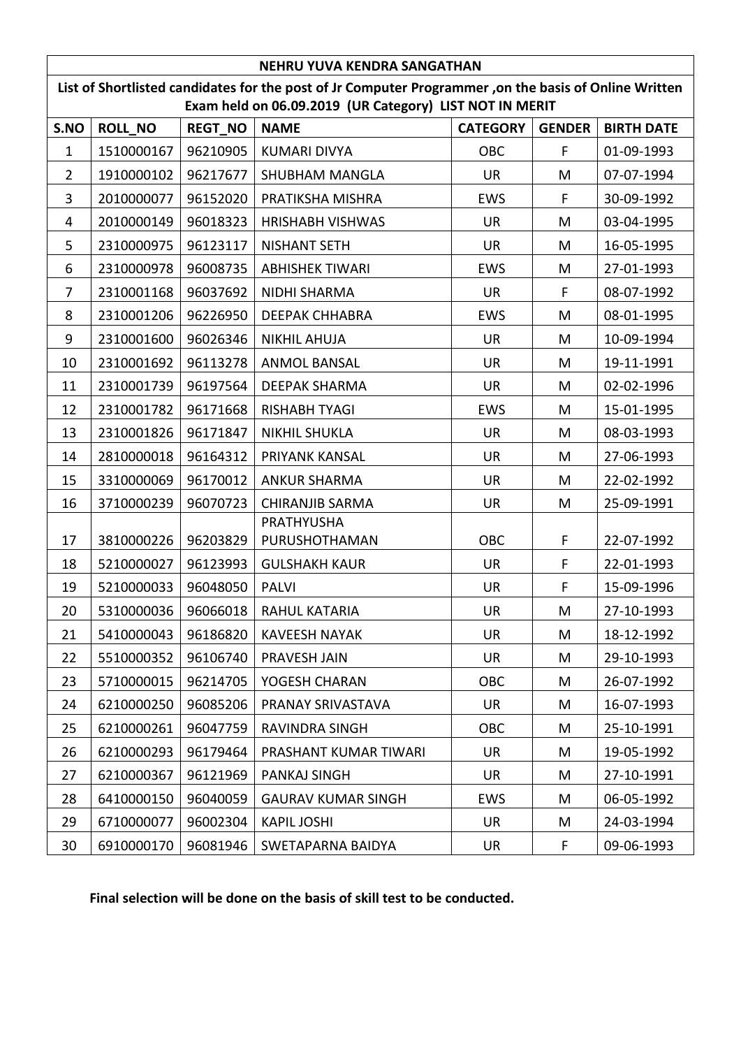# NEHRU YUVA KENDRA SANGATHAN

**List of Shortlisted candidates for the post of Jr Computer Programmer ,on the basis of Online Written Exam held on 06.09.2019 (UR Category) LIST NOT IN MERIT**

| S.NO | ROLL_NO | REGT_NO | NAME | CATEGORY | GENDER | BIRTH DATE |
|---|---|---|---|---|---|---|
| 1 | 1510000167 | 96210905 | KUMARI DIVYA | OBC | F | 01-09-1993 |
| 2 | 1910000102 | 96217677 | SHUBHAM MANGLA | UR | M | 07-07-1994 |
| 3 | 2010000077 | 96152020 | PRATIKSHA MISHRA | EWS | F | 30-09-1992 |
| 4 | 2010000149 | 96018323 | HRISHABH VISHWAS | UR | M | 03-04-1995 |
| 5 | 2310000975 | 96123117 | NISHANT SETH | UR | M | 16-05-1995 |
| 6 | 2310000978 | 96008735 | ABHISHEK TIWARI | EWS | M | 27-01-1993 |
| 7 | 2310001168 | 96037692 | NIDHI SHARMA | UR | F | 08-07-1992 |
| 8 | 2310001206 | 96226950 | DEEPAK CHHABRA | EWS | M | 08-01-1995 |
| 9 | 2310001600 | 96026346 | NIKHIL AHUJA | UR | M | 10-09-1994 |
| 10 | 2310001692 | 96113278 | ANMOL BANSAL | UR | M | 19-11-1991 |
| 11 | 2310001739 | 96197564 | DEEPAK SHARMA | UR | M | 02-02-1996 |
| 12 | 2310001782 | 96171668 | RISHABH TYAGI | EWS | M | 15-01-1995 |
| 13 | 2310001826 | 96171847 | NIKHIL SHUKLA | UR | M | 08-03-1993 |
| 14 | 2810000018 | 96164312 | PRIYANK KANSAL | UR | M | 27-06-1993 |
| 15 | 3310000069 | 96170012 | ANKUR SHARMA | UR | M | 22-02-1992 |
| 16 | 3710000239 | 96070723 | CHIRANJIB SARMA | UR | M | 25-09-1991 |
| 17 | 3810000226 | 96203829 | PRATHYUSHA PURUSHOTHAMAN | OBC | F | 22-07-1992 |
| 18 | 5210000027 | 96123993 | GULSHAKH KAUR | UR | F | 22-01-1993 |
| 19 | 5210000033 | 96048050 | PALVI | UR | F | 15-09-1996 |
| 20 | 5310000036 | 96066018 | RAHUL KATARIA | UR | M | 27-10-1993 |
| 21 | 5410000043 | 96186820 | KAVEESH NAYAK | UR | M | 18-12-1992 |
| 22 | 5510000352 | 96106740 | PRAVESH JAIN | UR | M | 29-10-1993 |
| 23 | 5710000015 | 96214705 | YOGESH CHARAN | OBC | M | 26-07-1992 |
| 24 | 6210000250 | 96085206 | PRANAY SRIVASTAVA | UR | M | 16-07-1993 |
| 25 | 6210000261 | 96047759 | RAVINDRA SINGH | OBC | M | 25-10-1991 |
| 26 | 6210000293 | 96179464 | PRASHANT KUMAR TIWARI | UR | M | 19-05-1992 |
| 27 | 6210000367 | 96121969 | PANKAJ SINGH | UR | M | 27-10-1991 |
| 28 | 6410000150 | 96040059 | GAURAV KUMAR SINGH | EWS | M | 06-05-1992 |
| 29 | 6710000077 | 96002304 | KAPIL JOSHI | UR | M | 24-03-1994 |
| 30 | 6910000170 | 96081946 | SWETAPARNA BAIDYA | UR | F | 09-06-1993 |

**Final selection will be done on the basis of skill test to be conducted.**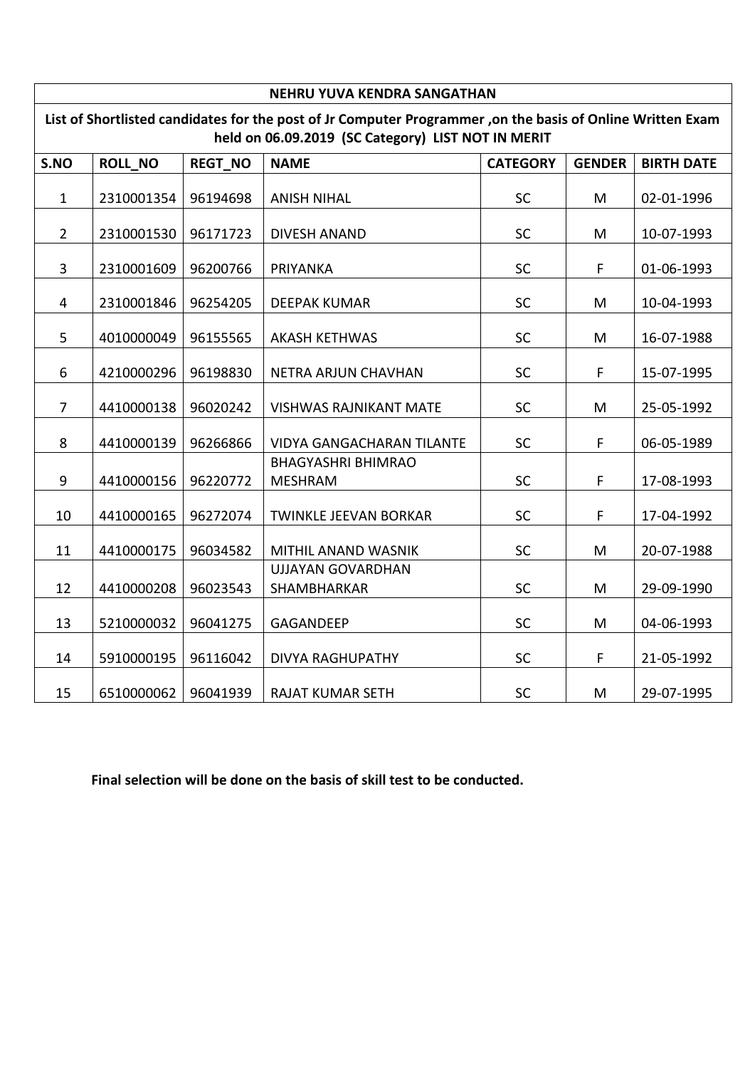**NEHRU YUVA KENDRA SANGATHAN**

**List of Shortlisted candidates for the post of Jr Computer Programmer ,on the basis of Online Written Exam held on 06.09.2019 (SC Category) LIST NOT IN MERIT**

| S.NO | ROLL_NO | REGT_NO | NAME | CATEGORY | GENDER | BIRTH DATE |
|---|---|---|---|---|---|---|
| 1 | 2310001354 | 96194698 | ANISH NIHAL | SC | M | 02-01-1996 |
| 2 | 2310001530 | 96171723 | DIVESH ANAND | SC | M | 10-07-1993 |
| 3 | 2310001609 | 96200766 | PRIYANKA | SC | F | 01-06-1993 |
| 4 | 2310001846 | 96254205 | DEEPAK KUMAR | SC | M | 10-04-1993 |
| 5 | 4010000049 | 96155565 | AKASH KETHWAS | SC | M | 16-07-1988 |
| 6 | 4210000296 | 96198830 | NETRA ARJUN CHAVHAN | SC | F | 15-07-1995 |
| 7 | 4410000138 | 96020242 | VISHWAS RAJNIKANT MATE | SC | M | 25-05-1992 |
| 8 | 4410000139 | 96266866 | VIDYA GANGACHARAN TILANTE | SC | F | 06-05-1989 |
| 9 | 4410000156 | 96220772 | BHAGYASHRI BHIMRAO MESHRAM | SC | F | 17-08-1993 |
| 10 | 4410000165 | 96272074 | TWINKLE JEEVAN BORKAR | SC | F | 17-04-1992 |
| 11 | 4410000175 | 96034582 | MITHIL ANAND WASNIK | SC | M | 20-07-1988 |
| 12 | 4410000208 | 96023543 | UJJAYAN GOVARDHAN SHAMBHARKAR | SC | M | 29-09-1990 |
| 13 | 5210000032 | 96041275 | GAGANDEEP | SC | M | 04-06-1993 |
| 14 | 5910000195 | 96116042 | DIVYA RAGHUPATHY | SC | F | 21-05-1992 |
| 15 | 6510000062 | 96041939 | RAJAT KUMAR SETH | SC | M | 29-07-1995 |

**Final selection will be done on the basis of skill test to be conducted.**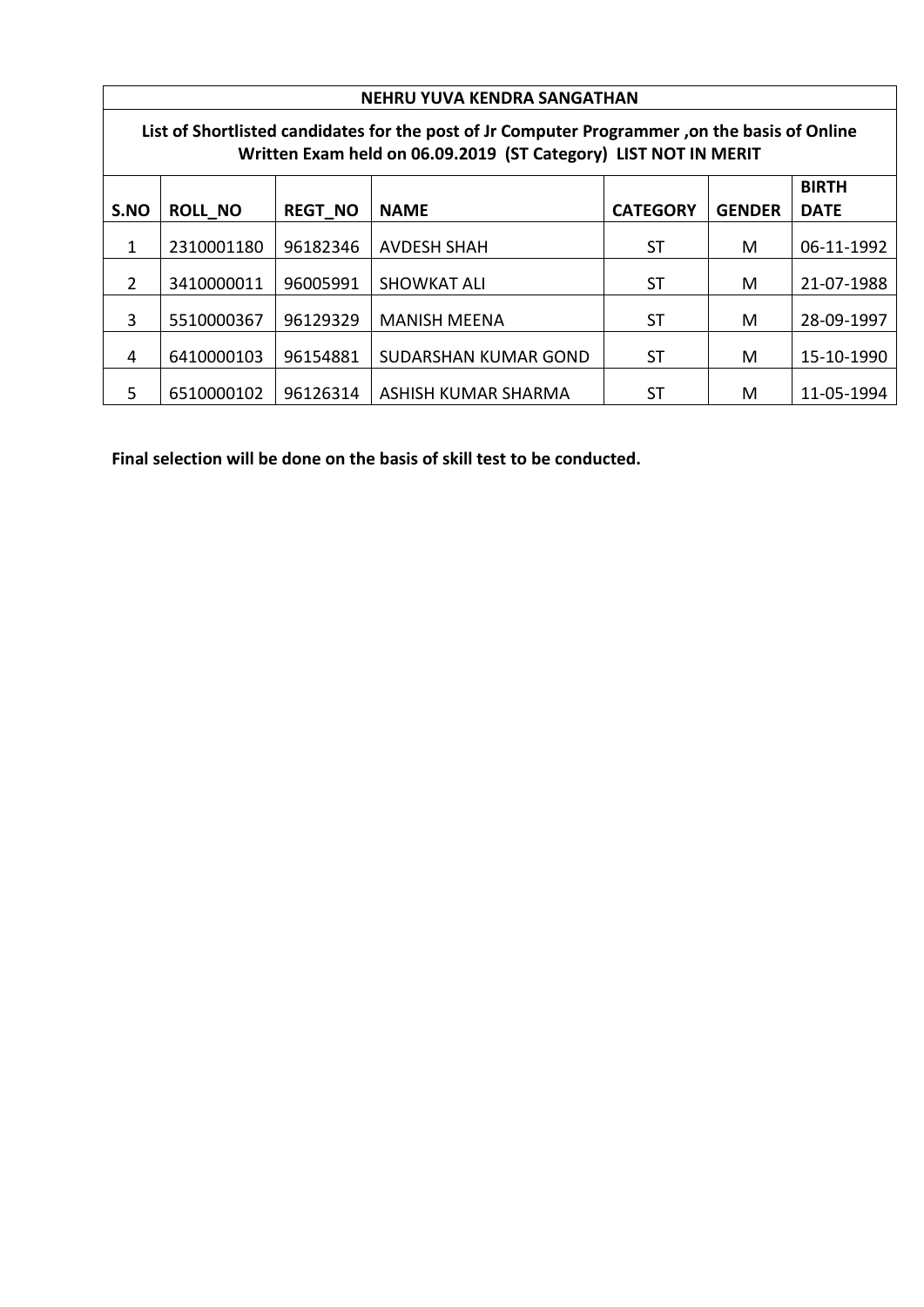## NEHRU YUVA KENDRA SANGATHAN

### List of Shortlisted candidates for the post of Jr Computer Programmer ,on the basis of Online Written Exam held on 06.09.2019 (ST Category) LIST NOT IN MERIT

| S.NO | ROLL_NO | REGT_NO | NAME | CATEGORY | GENDER | BIRTH DATE |
|---|---|---|---|---|---|---|
| 1 | 2310001180 | 96182346 | AVDESH SHAH | ST | M | 06-11-1992 |
| 2 | 3410000011 | 96005991 | SHOWKAT ALI | ST | M | 21-07-1988 |
| 3 | 5510000367 | 96129329 | MANISH MEENA | ST | M | 28-09-1997 |
| 4 | 6410000103 | 96154881 | SUDARSHAN KUMAR GOND | ST | M | 15-10-1990 |
| 5 | 6510000102 | 96126314 | ASHISH KUMAR SHARMA | ST | M | 11-05-1994 |

**Final selection will be done on the basis of skill test to be conducted.**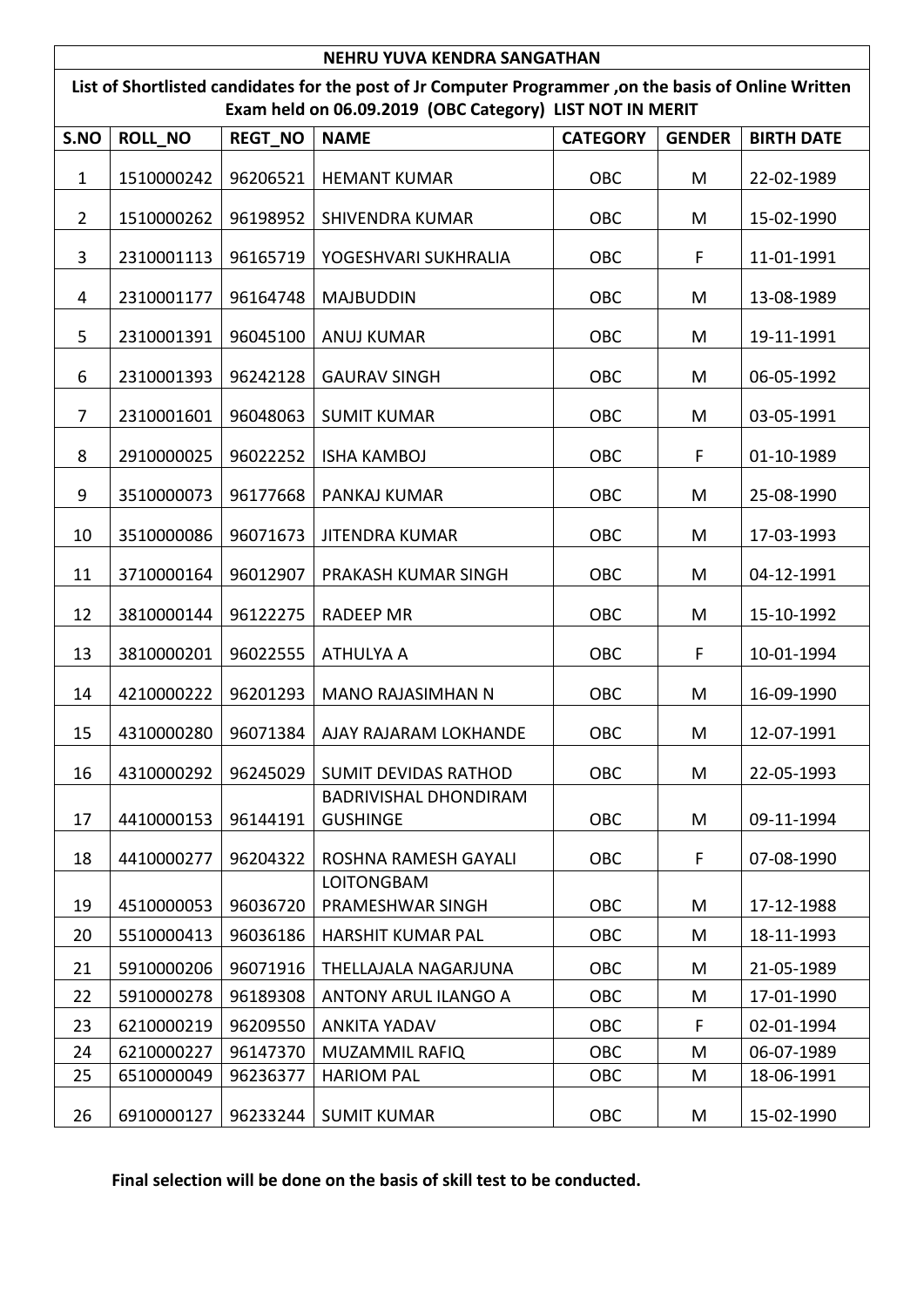**NEHRU YUVA KENDRA SANGATHAN**

**List of Shortlisted candidates for the post of Jr Computer Programmer ,on the basis of Online Written Exam held on 06.09.2019 (OBC Category) LIST NOT IN MERIT**

| S.NO | ROLL_NO | REGT_NO | NAME | CATEGORY | GENDER | BIRTH DATE |
|---|---|---|---|---|---|---|
| 1 | 1510000242 | 96206521 | HEMANT KUMAR | OBC | M | 22-02-1989 |
| 2 | 1510000262 | 96198952 | SHIVENDRA KUMAR | OBC | M | 15-02-1990 |
| 3 | 2310001113 | 96165719 | YOGESHVARI SUKHRALIA | OBC | F | 11-01-1991 |
| 4 | 2310001177 | 96164748 | MAJBUDDIN | OBC | M | 13-08-1989 |
| 5 | 2310001391 | 96045100 | ANUJ KUMAR | OBC | M | 19-11-1991 |
| 6 | 2310001393 | 96242128 | GAURAV SINGH | OBC | M | 06-05-1992 |
| 7 | 2310001601 | 96048063 | SUMIT KUMAR | OBC | M | 03-05-1991 |
| 8 | 2910000025 | 96022252 | ISHA KAMBOJ | OBC | F | 01-10-1989 |
| 9 | 3510000073 | 96177668 | PANKAJ KUMAR | OBC | M | 25-08-1990 |
| 10 | 3510000086 | 96071673 | JITENDRA KUMAR | OBC | M | 17-03-1993 |
| 11 | 3710000164 | 96012907 | PRAKASH KUMAR SINGH | OBC | M | 04-12-1991 |
| 12 | 3810000144 | 96122275 | RADEEP MR | OBC | M | 15-10-1992 |
| 13 | 3810000201 | 96022555 | ATHULYA A | OBC | F | 10-01-1994 |
| 14 | 4210000222 | 96201293 | MANO RAJASIMHAN N | OBC | M | 16-09-1990 |
| 15 | 4310000280 | 96071384 | AJAY RAJARAM LOKHANDE | OBC | M | 12-07-1991 |
| 16 | 4310000292 | 96245029 | SUMIT DEVIDAS RATHOD | OBC | M | 22-05-1993 |
| 17 | 4410000153 | 96144191 | BADRIVISHAL DHONDIRAM GUSHINGE | OBC | M | 09-11-1994 |
| 18 | 4410000277 | 96204322 | ROSHNA RAMESH GAYALI | OBC | F | 07-08-1990 |
| 19 | 4510000053 | 96036720 | LOITONGBAM PRAMESHWAR SINGH | OBC | M | 17-12-1988 |
| 20 | 5510000413 | 96036186 | HARSHIT KUMAR PAL | OBC | M | 18-11-1993 |
| 21 | 5910000206 | 96071916 | THELLAJALA NAGARJUNA | OBC | M | 21-05-1989 |
| 22 | 5910000278 | 96189308 | ANTONY ARUL ILANGO A | OBC | M | 17-01-1990 |
| 23 | 6210000219 | 96209550 | ANKITA YADAV | OBC | F | 02-01-1994 |
| 24 | 6210000227 | 96147370 | MUZAMMIL RAFIQ | OBC | M | 06-07-1989 |
| 25 | 6510000049 | 96236377 | HARIOM PAL | OBC | M | 18-06-1991 |
| 26 | 6910000127 | 96233244 | SUMIT KUMAR | OBC | M | 15-02-1990 |

**Final selection will be done on the basis of skill test to be conducted.**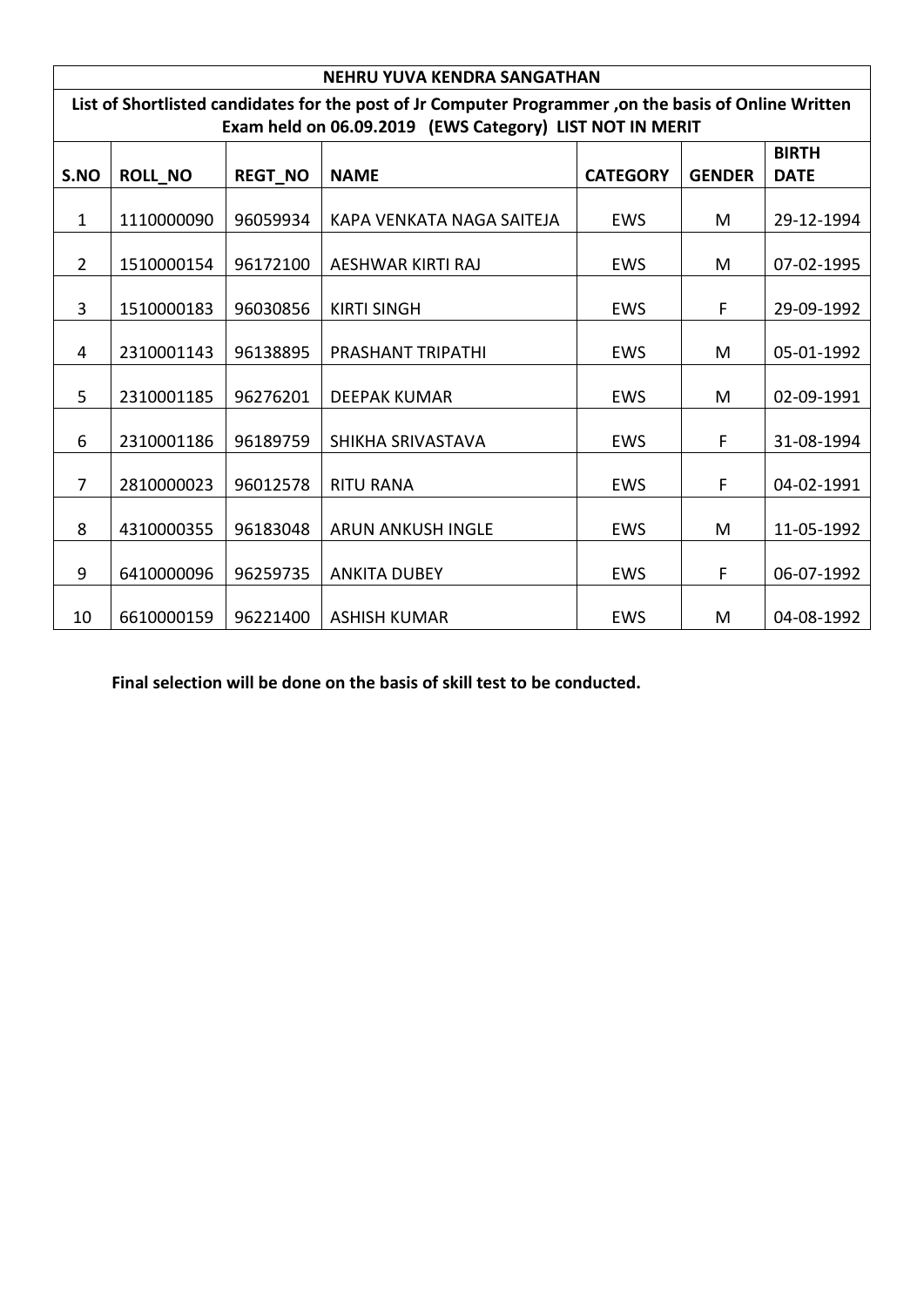| NEHRU YUVA KENDRA SANGATHAN | | | | | | |
|---|---|---|---|---|---|---|
| List of Shortlisted candidates for the post of Jr Computer Programmer ,on the basis of Online Written Exam held on 06.09.2019 (EWS Category) LIST NOT IN MERIT | | | | | | |
| **S.NO** | **ROLL_NO** | **REGT_NO** | **NAME** | **CATEGORY** | **GENDER** | **BIRTH DATE** |
| 1 | 1110000090 | 96059934 | KAPA VENKATA NAGA SAITEJA | EWS | M | 29-12-1994 |
| 2 | 1510000154 | 96172100 | AESHWAR KIRTI RAJ | EWS | M | 07-02-1995 |
| 3 | 1510000183 | 96030856 | KIRTI SINGH | EWS | F | 29-09-1992 |
| 4 | 2310001143 | 96138895 | PRASHANT TRIPATHI | EWS | M | 05-01-1992 |
| 5 | 2310001185 | 96276201 | DEEPAK KUMAR | EWS | M | 02-09-1991 |
| 6 | 2310001186 | 96189759 | SHIKHA SRIVASTAVA | EWS | F | 31-08-1994 |
| 7 | 2810000023 | 96012578 | RITU RANA | EWS | F | 04-02-1991 |
| 8 | 4310000355 | 96183048 | ARUN ANKUSH INGLE | EWS | M | 11-05-1992 |
| 9 | 6410000096 | 96259735 | ANKITA DUBEY | EWS | F | 06-07-1992 |
| 10 | 6610000159 | 96221400 | ASHISH KUMAR | EWS | M | 04-08-1992 |

**Final selection will be done on the basis of skill test to be conducted.**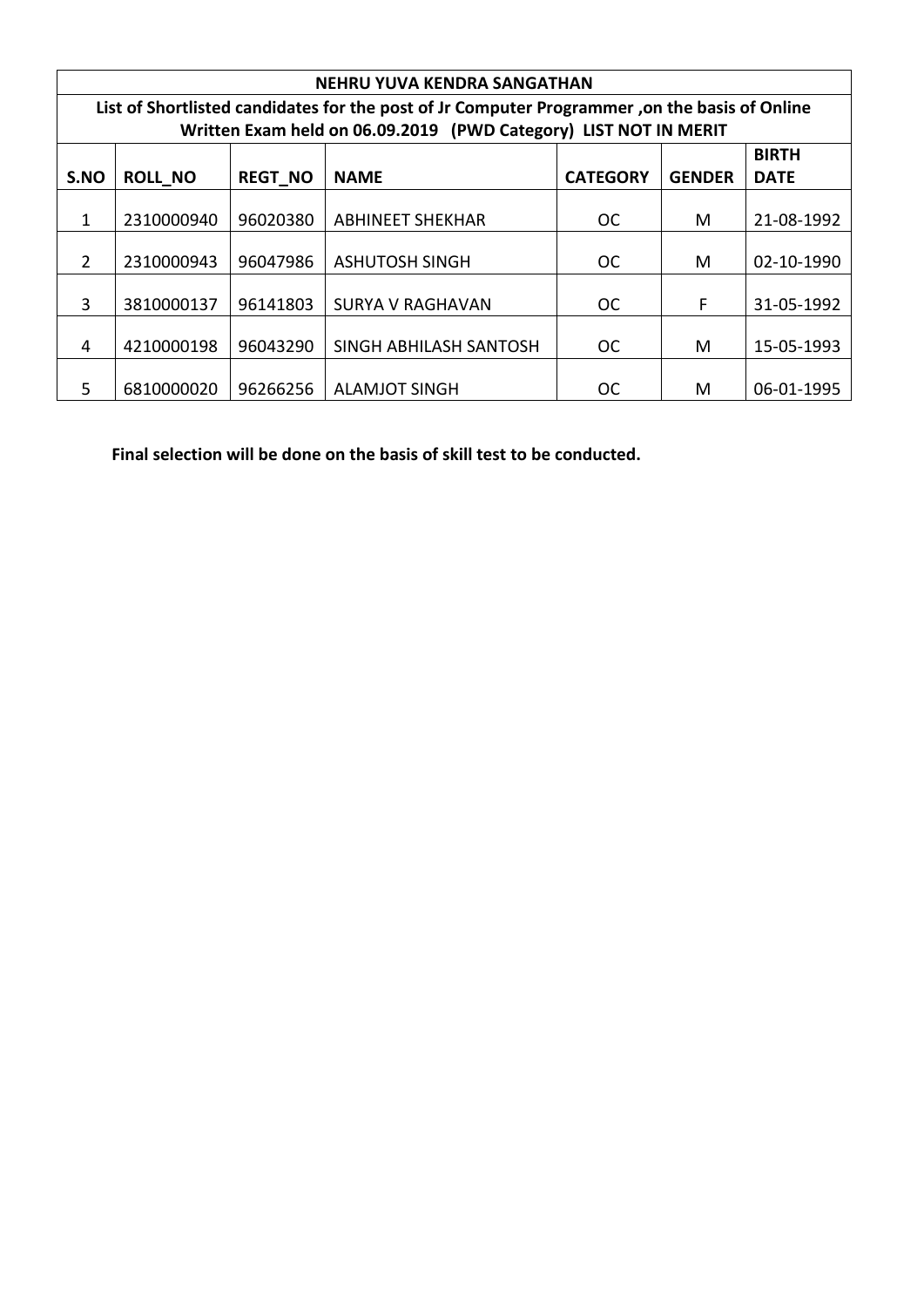**NEHRU YUVA KENDRA SANGATHAN**

**List of Shortlisted candidates for the post of Jr Computer Programmer ,on the basis of Online Written Exam held on 06.09.2019 (PWD Category) LIST NOT IN MERIT**

| S.NO | ROLL_NO | REGT_NO | NAME | CATEGORY | GENDER | BIRTH DATE |
|---|---|---|---|---|---|---|
| 1 | 2310000940 | 96020380 | ABHINEET SHEKHAR | OC | M | 21-08-1992 |
| 2 | 2310000943 | 96047986 | ASHUTOSH SINGH | OC | M | 02-10-1990 |
| 3 | 3810000137 | 96141803 | SURYA V RAGHAVAN | OC | F | 31-05-1992 |
| 4 | 4210000198 | 96043290 | SINGH ABHILASH SANTOSH | OC | M | 15-05-1993 |
| 5 | 6810000020 | 96266256 | ALAMJOT SINGH | OC | M | 06-01-1995 |

**Final selection will be done on the basis of skill test to be conducted.**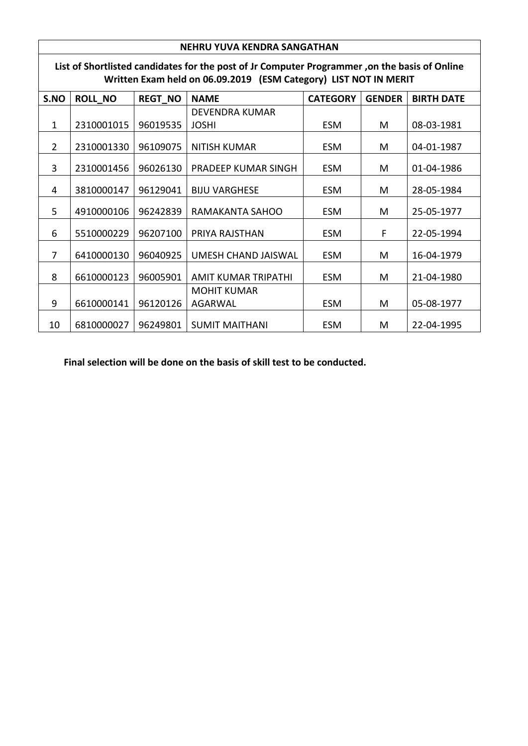| NEHRU YUVA KENDRA SANGATHAN | | | | | | |
|---|---|---|---|---|---|---|
| **List of Shortlisted candidates for the post of Jr Computer Programmer ,on the basis of Online Written Exam held on 06.09.2019 (ESM Category) LIST NOT IN MERIT** | | | | | | |
| **S.NO** | **ROLL_NO** | **REGT_NO** | **NAME** | **CATEGORY** | **GENDER** | **BIRTH DATE** |
| 1 | 2310001015 | 96019535 | DEVENDRA KUMAR JOSHI | ESM | M | 08-03-1981 |
| 2 | 2310001330 | 96109075 | NITISH KUMAR | ESM | M | 04-01-1987 |
| 3 | 2310001456 | 96026130 | PRADEEP KUMAR SINGH | ESM | M | 01-04-1986 |
| 4 | 3810000147 | 96129041 | BIJU VARGHESE | ESM | M | 28-05-1984 |
| 5 | 4910000106 | 96242839 | RAMAKANTA SAHOO | ESM | M | 25-05-1977 |
| 6 | 5510000229 | 96207100 | PRIYA RAJSTHAN | ESM | F | 22-05-1994 |
| 7 | 6410000130 | 96040925 | UMESH CHAND JAISWAL | ESM | M | 16-04-1979 |
| 8 | 6610000123 | 96005901 | AMIT KUMAR TRIPATHI | ESM | M | 21-04-1980 |
| 9 | 6610000141 | 96120126 | MOHIT KUMAR AGARWAL | ESM | M | 05-08-1977 |
| 10 | 6810000027 | 96249801 | SUMIT MAITHANI | ESM | M | 22-04-1995 |

**Final selection will be done on the basis of skill test to be conducted.**